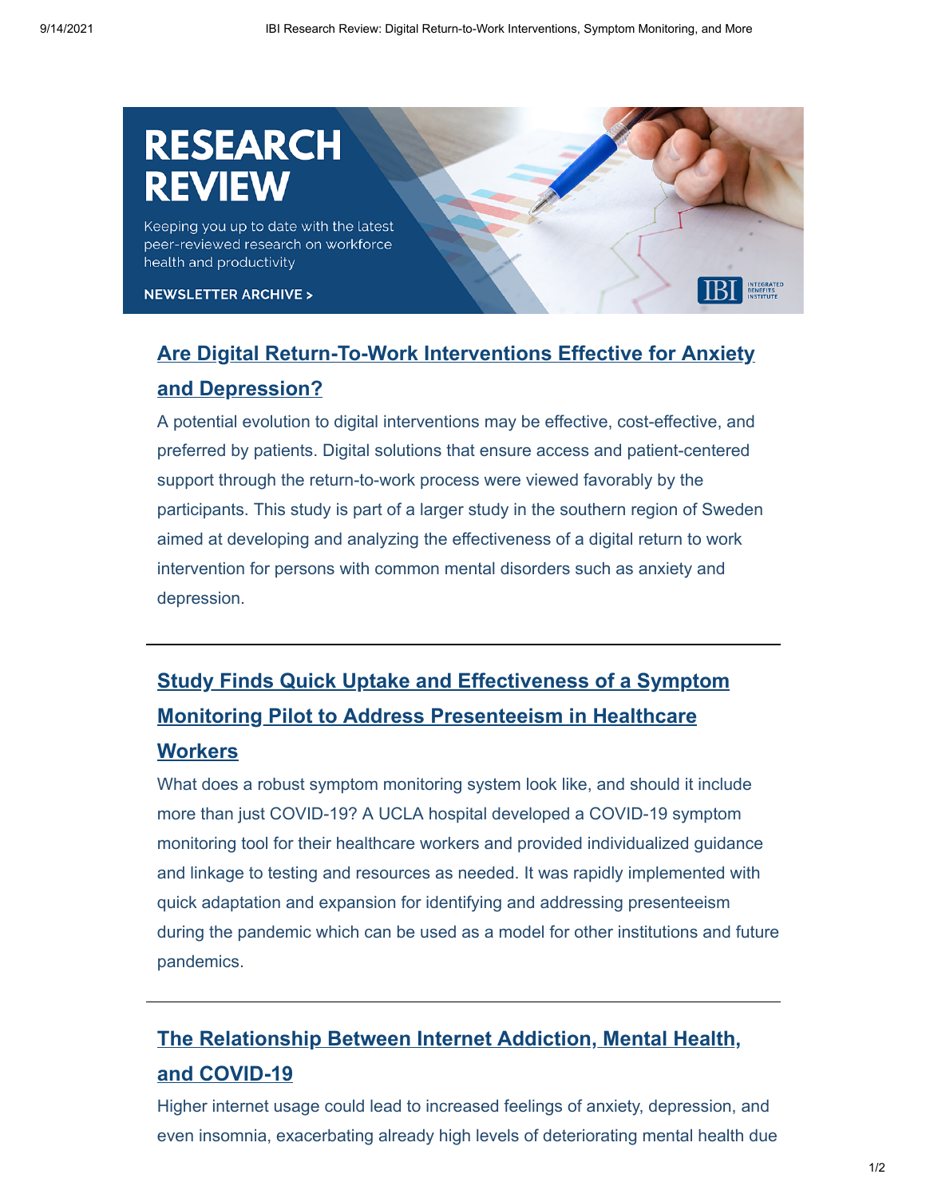# RESEARCH REVIEW

Keeping you up to date with the latest peer-reviewed research on workforce health and productivity

NEWSLETTER ARCHIVE >

## Are Digital Return-To-Work Interventions Effective for Anxiety and Depression?

A potential evolution to digital interventions may be effective, cost-effective, and preferred by patients. Digital solutions that ensure access and patient-centered support through the return-to-work process were viewed favorably by the participants. This study is part of a larger study in the southern region of Sweden aimed at developing and analyzing the effectiveness of a digital return to work intervention for persons with common mental disorders such as anxiety and depression.

---

## Study Finds Quick Uptake and Effectiveness of a Symptom Monitoring Pilot to Address Presenteeism in Healthcare Workers

What does a robust symptom monitoring system look like, and should it include more than just COVID-19? A UCLA hospital developed a COVID-19 symptom monitoring tool for their healthcare workers and provided individualized guidance and linkage to testing and resources as needed. It was rapidly implemented with quick adaptation and expansion for identifying and addressing presenteeism during the pandemic which can be used as a model for other institutions and future pandemics.

---

## The Relationship Between Internet Addiction, Mental Health, and COVID-19

Higher internet usage could lead to increased feelings of anxiety, depression, and even insomnia, exacerbating already high levels of deteriorating mental health due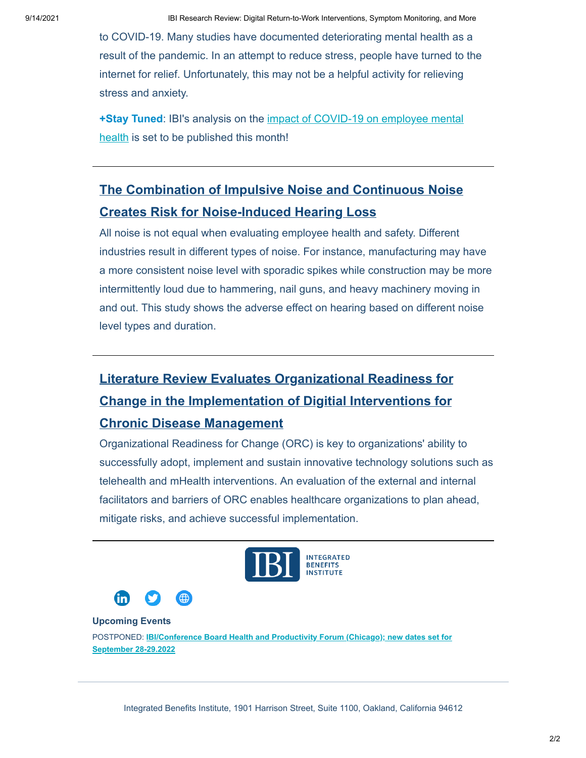to COVID-19. Many studies have documented deteriorating mental health as a result of the pandemic. In an attempt to reduce stress, people have turned to the internet for relief. Unfortunately, this may not be a helpful activity for relieving stress and anxiety.

**+Stay Tuned**: IBI's analysis on the impact of COVID-19 on employee mental health is set to be published this month!

---

## The Combination of Impulsive Noise and Continuous Noise Creates Risk for Noise-Induced Hearing Loss

All noise is not equal when evaluating employee health and safety. Different industries result in different types of noise. For instance, manufacturing may have a more consistent noise level with sporadic spikes while construction may be more intermittently loud due to hammering, nail guns, and heavy machinery moving in and out. This study shows the adverse effect on hearing based on different noise level types and duration.

---

## Literature Review Evaluates Organizational Readiness for Change in the Implementation of Digitial Interventions for Chronic Disease Management

Organizational Readiness for Change (ORC) is key to organizations' ability to successfully adopt, implement and sustain innovative technology solutions such as telehealth and mHealth interventions. An evaluation of the external and internal facilitators and barriers of ORC enables healthcare organizations to plan ahead, mitigate risks, and achieve successful implementation.

---

IBI INTEGRATED BENEFITS INSTITUTE

**Upcoming Events**

POSTPONED: **IBI/Conference Board Health and Productivity Forum (Chicago); new dates set for September 28-29.2022**

---

Integrated Benefits Institute, 1901 Harrison Street, Suite 1100, Oakland, California 94612